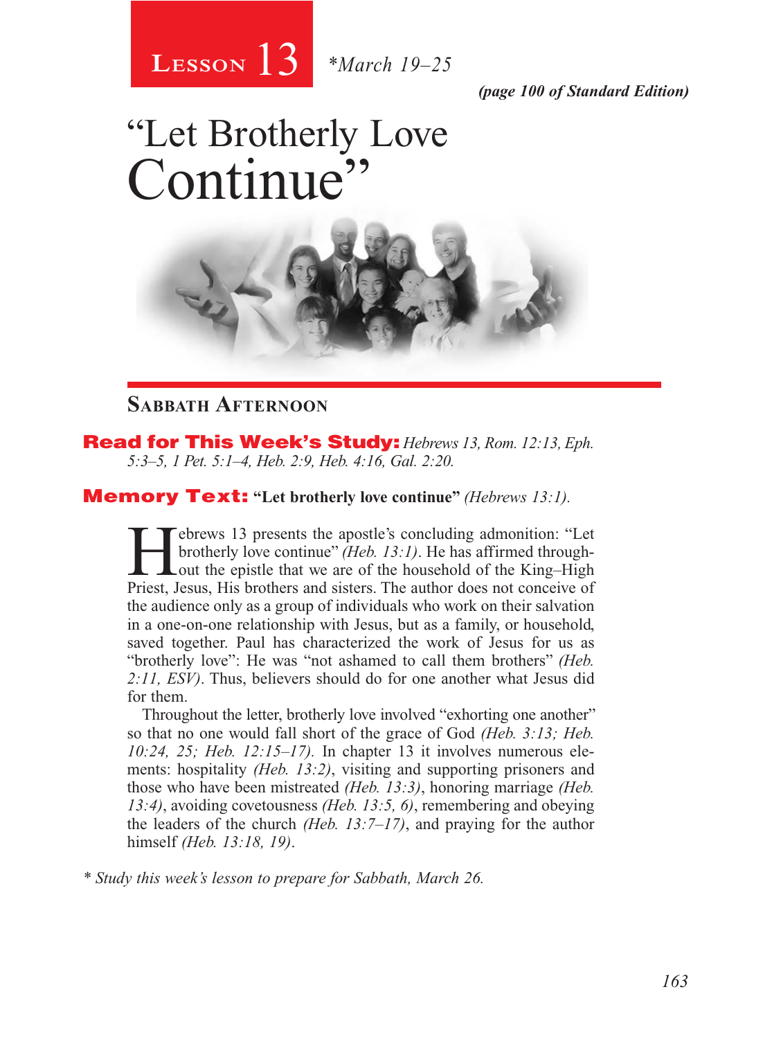Lesson 13 *March 19–25

*(page 100 of Standard Edition)*

# "Let Brotherly Love Continue"

## Sabbath Afternoon

**Read for This Week's Study:** *Hebrews 13, Rom. 12:13, Eph. 5:3–5, 1 Pet. 5:1–4, Heb. 2:9, Heb. 4:16, Gal. 2:20.*

**Memory Text:** **"Let brotherly love continue"** *(Hebrews 13:1).*

Hebrews 13 presents the apostle's concluding admonition: "Let brotherly love continue" *(Heb. 13:1)*. He has affirmed throughout the epistle that we are of the household of the King–High Priest, Jesus, His brothers and sisters. The author does not conceive of the audience only as a group of individuals who work on their salvation in a one-on-one relationship with Jesus, but as a family, or household, saved together. Paul has characterized the work of Jesus for us as "brotherly love": He was "not ashamed to call them brothers" *(Heb. 2:11, ESV)*. Thus, believers should do for one another what Jesus did for them.

Throughout the letter, brotherly love involved "exhorting one another" so that no one would fall short of the grace of God *(Heb. 3:13; Heb. 10:24, 25; Heb. 12:15–17)*. In chapter 13 it involves numerous elements: hospitality *(Heb. 13:2)*, visiting and supporting prisoners and those who have been mistreated *(Heb. 13:3)*, honoring marriage *(Heb. 13:4)*, avoiding covetousness *(Heb. 13:5, 6)*, remembering and obeying the leaders of the church *(Heb. 13:7–17)*, and praying for the author himself *(Heb. 13:18, 19)*.

*\* Study this week's lesson to prepare for Sabbath, March 26.*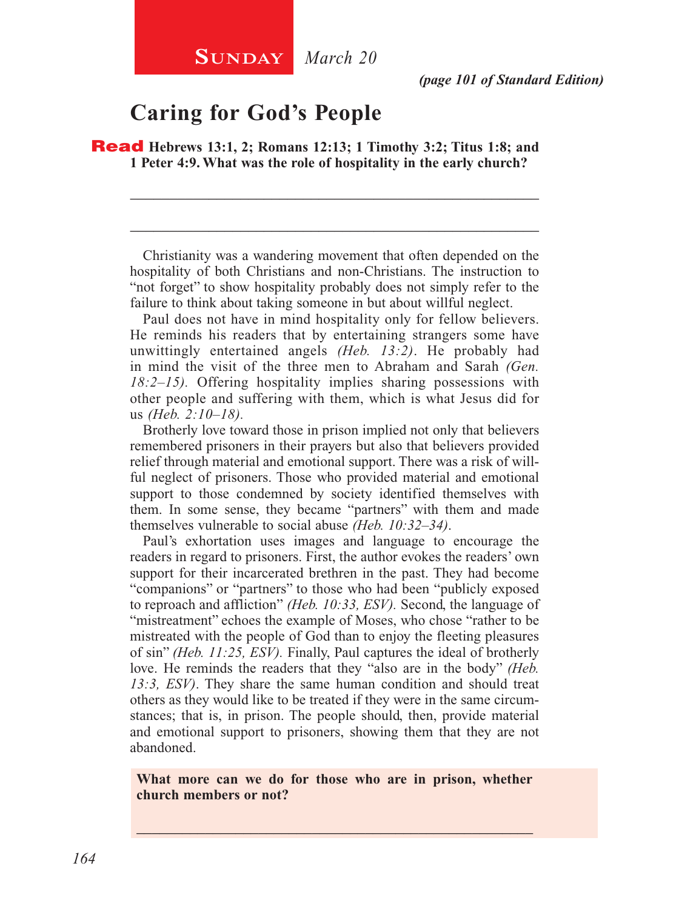**Sunday** *March 20*

***(page 101 of Standard Edition)***

# Caring for God's People

**Read Hebrews 13:1, 2; Romans 12:13; 1 Timothy 3:2; Titus 1:8; and 1 Peter 4:9. What was the role of hospitality in the early church?**

_______________________________________________________________

_______________________________________________________________

Christianity was a wandering movement that often depended on the hospitality of both Christians and non-Christians. The instruction to "not forget" to show hospitality probably does not simply refer to the failure to think about taking someone in but about willful neglect.

Paul does not have in mind hospitality only for fellow believers. He reminds his readers that by entertaining strangers some have unwittingly entertained angels *(Heb. 13:2)*. He probably had in mind the visit of the three men to Abraham and Sarah *(Gen. 18:2–15).* Offering hospitality implies sharing possessions with other people and suffering with them, which is what Jesus did for us *(Heb. 2:10–18).*

Brotherly love toward those in prison implied not only that believers remembered prisoners in their prayers but also that believers provided relief through material and emotional support. There was a risk of willful neglect of prisoners. Those who provided material and emotional support to those condemned by society identified themselves with them. In some sense, they became "partners" with them and made themselves vulnerable to social abuse *(Heb. 10:32–34)*.

Paul's exhortation uses images and language to encourage the readers in regard to prisoners. First, the author evokes the readers' own support for their incarcerated brethren in the past. They had become "companions" or "partners" to those who had been "publicly exposed to reproach and affliction" *(Heb. 10:33, ESV).* Second, the language of "mistreatment" echoes the example of Moses, who chose "rather to be mistreated with the people of God than to enjoy the fleeting pleasures of sin" *(Heb. 11:25, ESV).* Finally, Paul captures the ideal of brotherly love. He reminds the readers that they "also are in the body" *(Heb. 13:3, ESV)*. They share the same human condition and should treat others as they would like to be treated if they were in the same circumstances; that is, in prison. The people should, then, provide material and emotional support to prisoners, showing them that they are not abandoned.

**What more can we do for those who are in prison, whether church members or not?**

_______________________________________________________________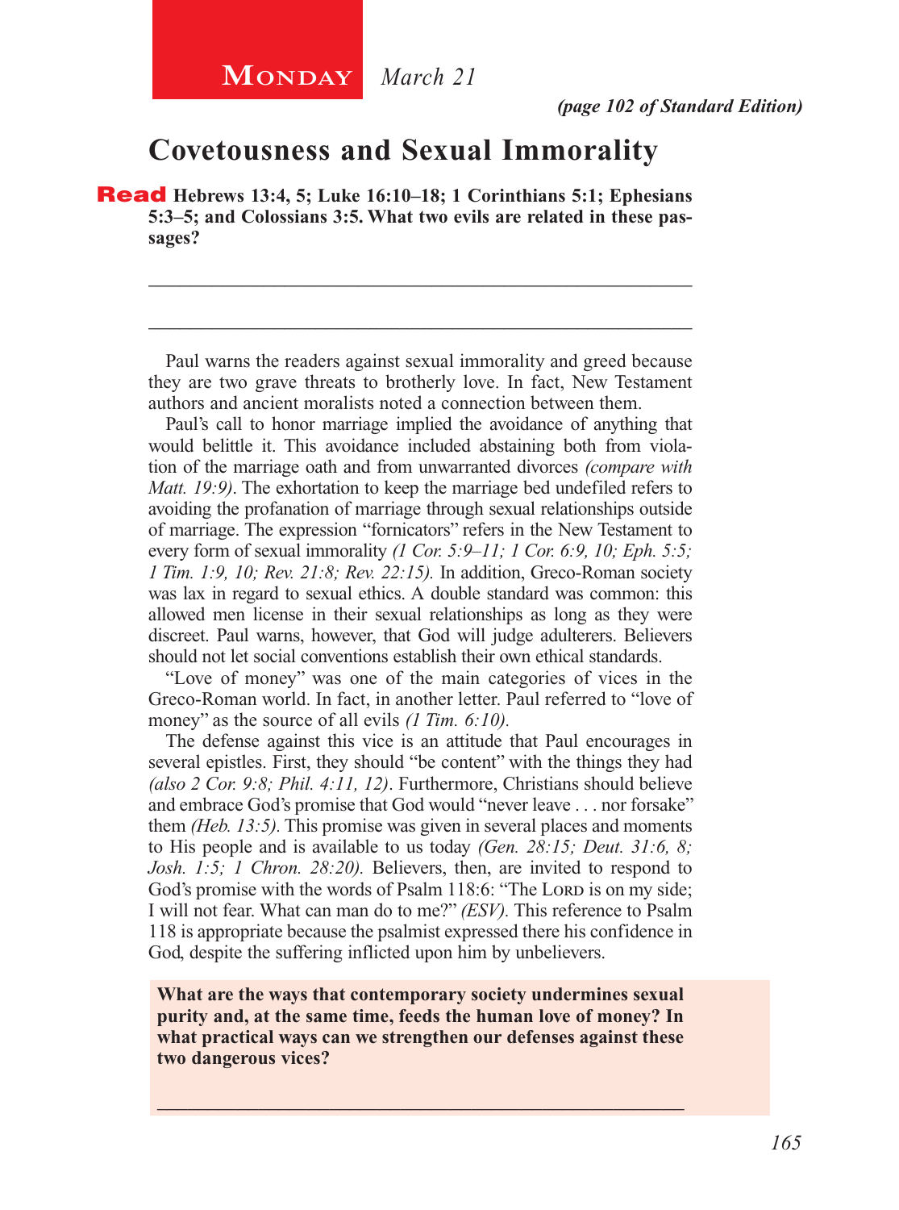**Monday** *March 21*

*(page 102 of Standard Edition)*

# Covetousness and Sexual Immorality

**Read Hebrews 13:4, 5; Luke 16:10–18; 1 Corinthians 5:1; Ephesians 5:3–5; and Colossians 3:5. What two evils are related in these passages?**

_______________________________________________

_______________________________________________

Paul warns the readers against sexual immorality and greed because they are two grave threats to brotherly love. In fact, New Testament authors and ancient moralists noted a connection between them.

Paul's call to honor marriage implied the avoidance of anything that would belittle it. This avoidance included abstaining both from violation of the marriage oath and from unwarranted divorces *(compare with Matt. 19:9)*. The exhortation to keep the marriage bed undefiled refers to avoiding the profanation of marriage through sexual relationships outside of marriage. The expression "fornicators" refers in the New Testament to every form of sexual immorality *(1 Cor. 5:9–11; 1 Cor. 6:9, 10; Eph. 5:5; 1 Tim. 1:9, 10; Rev. 21:8; Rev. 22:15).* In addition, Greco-Roman society was lax in regard to sexual ethics. A double standard was common: this allowed men license in their sexual relationships as long as they were discreet. Paul warns, however, that God will judge adulterers. Believers should not let social conventions establish their own ethical standards.

"Love of money" was one of the main categories of vices in the Greco-Roman world. In fact, in another letter. Paul referred to "love of money" as the source of all evils *(1 Tim. 6:10).*

The defense against this vice is an attitude that Paul encourages in several epistles. First, they should "be content" with the things they had *(also 2 Cor. 9:8; Phil. 4:11, 12)*. Furthermore, Christians should believe and embrace God's promise that God would "never leave . . . nor forsake" them *(Heb. 13:5).* This promise was given in several places and moments to His people and is available to us today *(Gen. 28:15; Deut. 31:6, 8; Josh. 1:5; 1 Chron. 28:20).* Believers, then, are invited to respond to God's promise with the words of Psalm 118:6: "The Lord is on my side; I will not fear. What can man do to me?" *(ESV).* This reference to Psalm 118 is appropriate because the psalmist expressed there his confidence in God, despite the suffering inflicted upon him by unbelievers.

**What are the ways that contemporary society undermines sexual purity and, at the same time, feeds the human love of money? In what practical ways can we strengthen our defenses against these two dangerous vices?**

_______________________________________________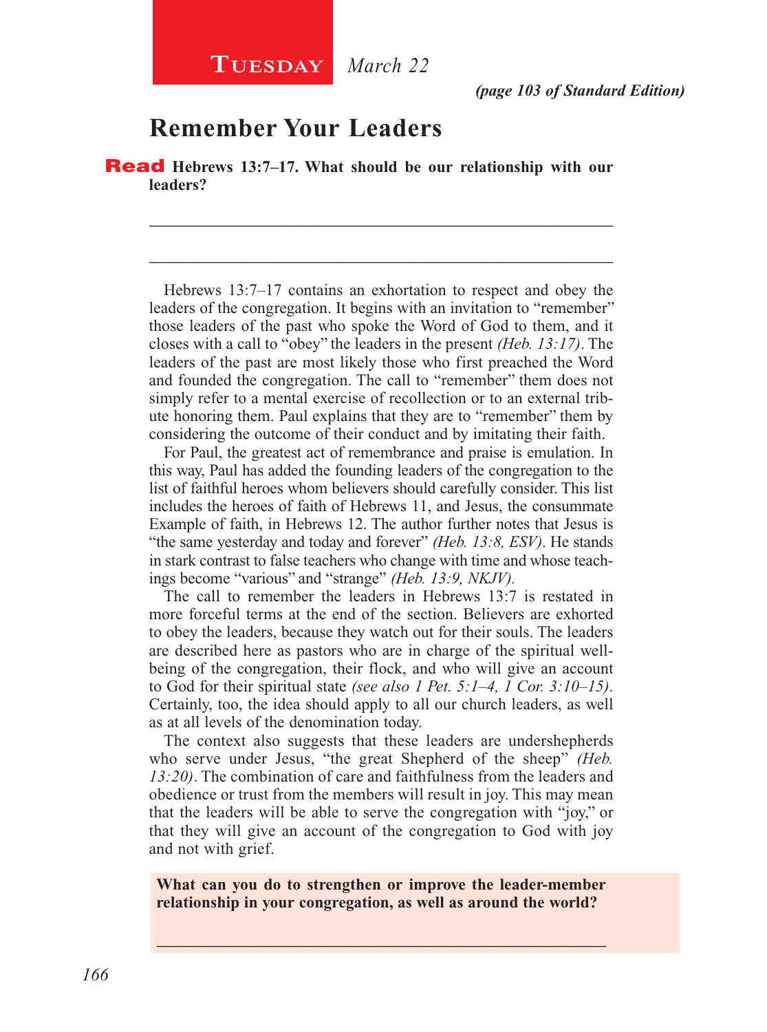**Tuesday** *March 22*

***(page 103 of Standard Edition)***

# Remember Your Leaders

**Read Hebrews 13:7–17. What should be our relationship with our leaders?**

_____________________________________________________________

_____________________________________________________________

Hebrews 13:7–17 contains an exhortation to respect and obey the leaders of the congregation. It begins with an invitation to "remember" those leaders of the past who spoke the Word of God to them, and it closes with a call to "obey" the leaders in the present *(Heb. 13:17)*. The leaders of the past are most likely those who first preached the Word and founded the congregation. The call to "remember" them does not simply refer to a mental exercise of recollection or to an external tribute honoring them. Paul explains that they are to "remember" them by considering the outcome of their conduct and by imitating their faith.

For Paul, the greatest act of remembrance and praise is emulation. In this way, Paul has added the founding leaders of the congregation to the list of faithful heroes whom believers should carefully consider. This list includes the heroes of faith of Hebrews 11, and Jesus, the consummate Example of faith, in Hebrews 12. The author further notes that Jesus is "the same yesterday and today and forever" *(Heb. 13:8, ESV)*. He stands in stark contrast to false teachers who change with time and whose teachings become "various" and "strange" *(Heb. 13:9, NKJV).*

The call to remember the leaders in Hebrews 13:7 is restated in more forceful terms at the end of the section. Believers are exhorted to obey the leaders, because they watch out for their souls. The leaders are described here as pastors who are in charge of the spiritual well-being of the congregation, their flock, and who will give an account to God for their spiritual state *(see also 1 Pet. 5:1–4, 1 Cor. 3:10–15)*. Certainly, too, the idea should apply to all our church leaders, as well as at all levels of the denomination today.

The context also suggests that these leaders are undershepherds who serve under Jesus, "the great Shepherd of the sheep" *(Heb. 13:20)*. The combination of care and faithfulness from the leaders and obedience or trust from the members will result in joy. This may mean that the leaders will be able to serve the congregation with "joy," or that they will give an account of the congregation to God with joy and not with grief.

**What can you do to strengthen or improve the leader-member relationship in your congregation, as well as around the world?**

_____________________________________________________________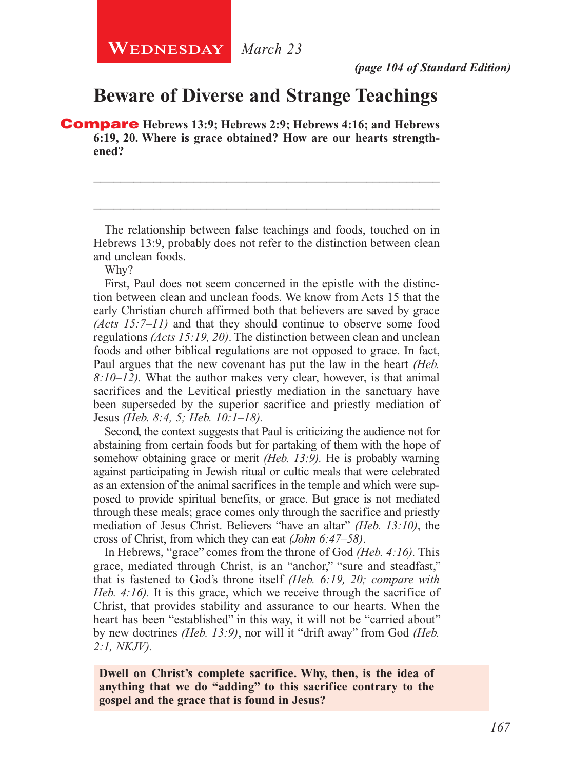**Wednesday** *March 23*

***(page 104 of Standard Edition)***

# Beware of Diverse and Strange Teachings

**Compare Hebrews 13:9; Hebrews 2:9; Hebrews 4:16; and Hebrews 6:19, 20. Where is grace obtained? How are our hearts strengthened?**

_______________________________________________________________

_______________________________________________________________

The relationship between false teachings and foods, touched on in Hebrews 13:9, probably does not refer to the distinction between clean and unclean foods.

Why?

First, Paul does not seem concerned in the epistle with the distinction between clean and unclean foods. We know from Acts 15 that the early Christian church affirmed both that believers are saved by grace *(Acts 15:7–11)* and that they should continue to observe some food regulations *(Acts 15:19, 20)*. The distinction between clean and unclean foods and other biblical regulations are not opposed to grace. In fact, Paul argues that the new covenant has put the law in the heart *(Heb. 8:10–12).* What the author makes very clear, however, is that animal sacrifices and the Levitical priestly mediation in the sanctuary have been superseded by the superior sacrifice and priestly mediation of Jesus *(Heb. 8:4, 5; Heb. 10:1–18).*

Second, the context suggests that Paul is criticizing the audience not for abstaining from certain foods but for partaking of them with the hope of somehow obtaining grace or merit *(Heb. 13:9).* He is probably warning against participating in Jewish ritual or cultic meals that were celebrated as an extension of the animal sacrifices in the temple and which were supposed to provide spiritual benefits, or grace. But grace is not mediated through these meals; grace comes only through the sacrifice and priestly mediation of Jesus Christ. Believers "have an altar" *(Heb. 13:10)*, the cross of Christ, from which they can eat *(John 6:47–58)*.

In Hebrews, "grace" comes from the throne of God *(Heb. 4:16).* This grace, mediated through Christ, is an "anchor," "sure and steadfast," that is fastened to God's throne itself *(Heb. 6:19, 20; compare with Heb. 4:16).* It is this grace, which we receive through the sacrifice of Christ, that provides stability and assurance to our hearts. When the heart has been "established" in this way, it will not be "carried about" by new doctrines *(Heb. 13:9)*, nor will it "drift away" from God *(Heb. 2:1, NKJV).*

**Dwell on Christ's complete sacrifice. Why, then, is the idea of anything that we do "adding" to this sacrifice contrary to the gospel and the grace that is found in Jesus?**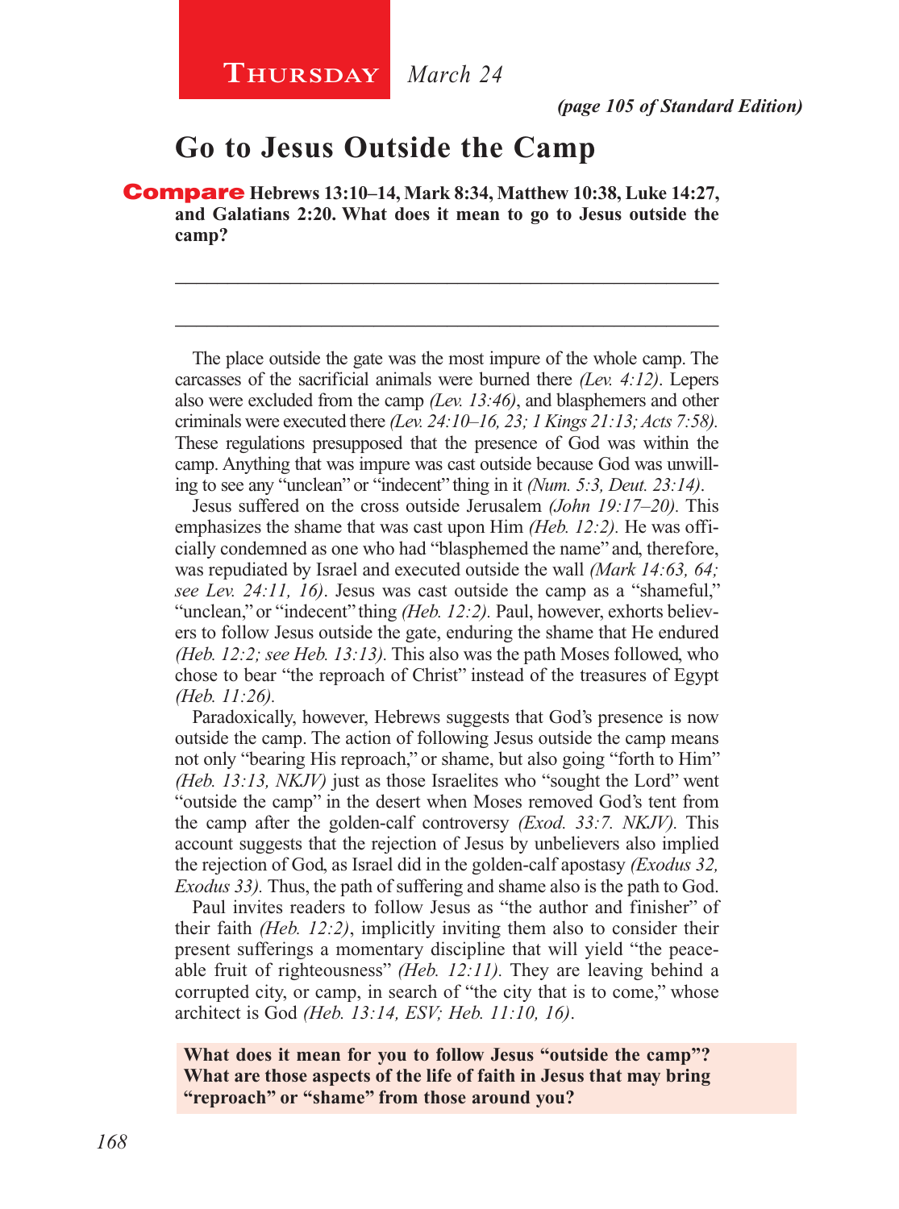**Thursday** *March 24*

***(page 105 of Standard Edition)***

# Go to Jesus Outside the Camp

**Compare Hebrews 13:10–14, Mark 8:34, Matthew 10:38, Luke 14:27, and Galatians 2:20. What does it mean to go to Jesus outside the camp?**

_______________________________________________________________

_______________________________________________________________

The place outside the gate was the most impure of the whole camp. The carcasses of the sacrificial animals were burned there *(Lev. 4:12)*. Lepers also were excluded from the camp *(Lev. 13:46)*, and blasphemers and other criminals were executed there *(Lev. 24:10–16, 23; 1 Kings 21:13; Acts 7:58).* These regulations presupposed that the presence of God was within the camp. Anything that was impure was cast outside because God was unwilling to see any "unclean" or "indecent" thing in it *(Num. 5:3, Deut. 23:14)*.

Jesus suffered on the cross outside Jerusalem *(John 19:17–20).* This emphasizes the shame that was cast upon Him *(Heb. 12:2).* He was officially condemned as one who had "blasphemed the name" and, therefore, was repudiated by Israel and executed outside the wall *(Mark 14:63, 64; see Lev. 24:11, 16)*. Jesus was cast outside the camp as a "shameful," "unclean," or "indecent" thing *(Heb. 12:2).* Paul, however, exhorts believers to follow Jesus outside the gate, enduring the shame that He endured *(Heb. 12:2; see Heb. 13:13).* This also was the path Moses followed, who chose to bear "the reproach of Christ" instead of the treasures of Egypt *(Heb. 11:26).*

Paradoxically, however, Hebrews suggests that God's presence is now outside the camp. The action of following Jesus outside the camp means not only "bearing His reproach," or shame, but also going "forth to Him" *(Heb. 13:13, NKJV)* just as those Israelites who "sought the Lord" went "outside the camp" in the desert when Moses removed God's tent from the camp after the golden-calf controversy *(Exod. 33:7. NKJV).* This account suggests that the rejection of Jesus by unbelievers also implied the rejection of God, as Israel did in the golden-calf apostasy *(Exodus 32, Exodus 33).* Thus, the path of suffering and shame also is the path to God.

Paul invites readers to follow Jesus as "the author and finisher" of their faith *(Heb. 12:2)*, implicitly inviting them also to consider their present sufferings a momentary discipline that will yield "the peaceable fruit of righteousness" *(Heb. 12:11).* They are leaving behind a corrupted city, or camp, in search of "the city that is to come," whose architect is God *(Heb. 13:14, ESV; Heb. 11:10, 16)*.

**What does it mean for you to follow Jesus "outside the camp"? What are those aspects of the life of faith in Jesus that may bring "reproach" or "shame" from those around you?**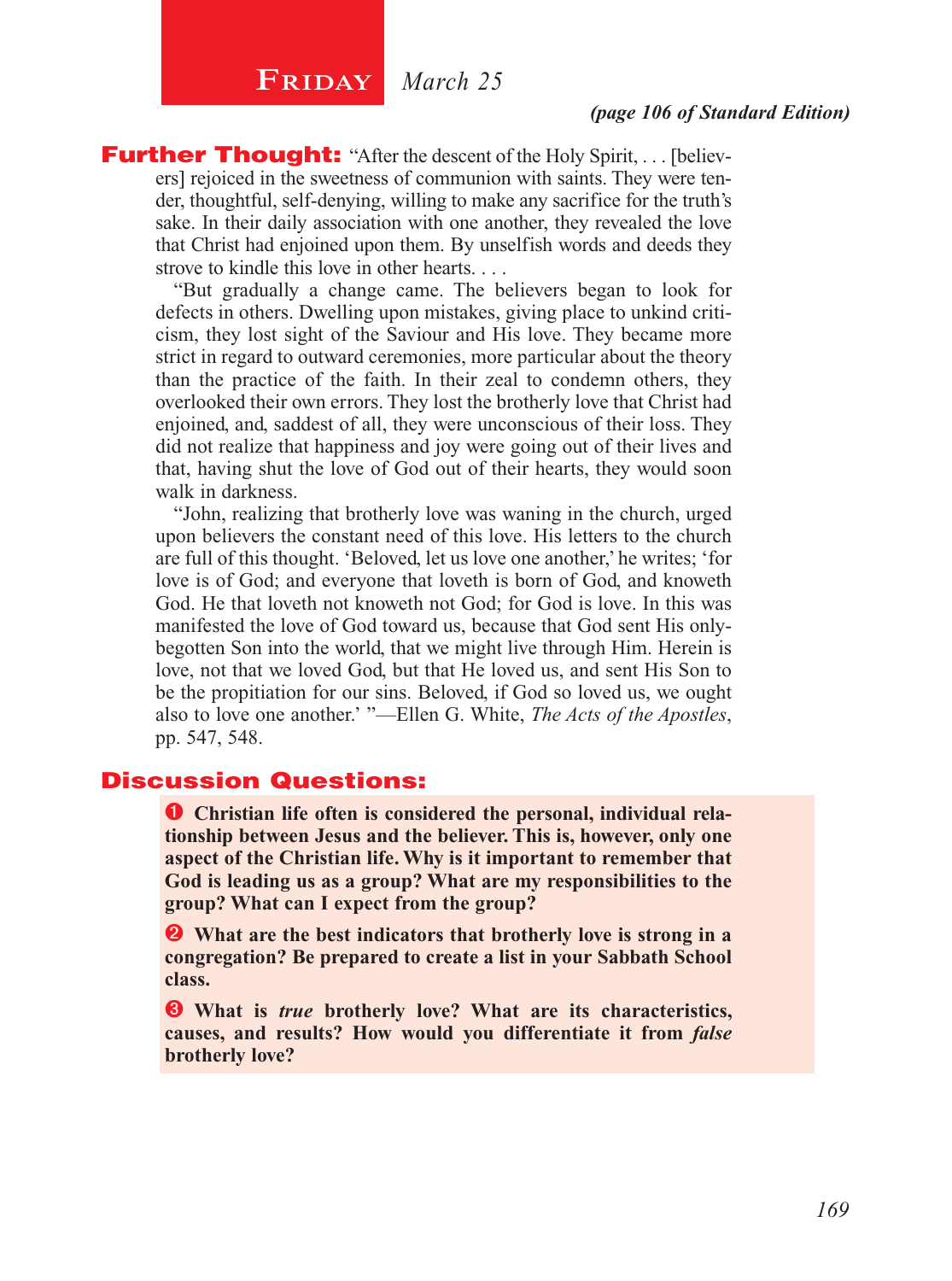## Friday *March 25*

***(page 106 of Standard Edition)***

**Further Thought:** "After the descent of the Holy Spirit, . . . [believers] rejoiced in the sweetness of communion with saints. They were tender, thoughtful, self-denying, willing to make any sacrifice for the truth's sake. In their daily association with one another, they revealed the love that Christ had enjoined upon them. By unselfish words and deeds they strove to kindle this love in other hearts. . . .

"But gradually a change came. The believers began to look for defects in others. Dwelling upon mistakes, giving place to unkind criticism, they lost sight of the Saviour and His love. They became more strict in regard to outward ceremonies, more particular about the theory than the practice of the faith. In their zeal to condemn others, they overlooked their own errors. They lost the brotherly love that Christ had enjoined, and, saddest of all, they were unconscious of their loss. They did not realize that happiness and joy were going out of their lives and that, having shut the love of God out of their hearts, they would soon walk in darkness.

"John, realizing that brotherly love was waning in the church, urged upon believers the constant need of this love. His letters to the church are full of this thought. 'Beloved, let us love one another,' he writes; 'for love is of God; and everyone that loveth is born of God, and knoweth God. He that loveth not knoweth not God; for God is love. In this was manifested the love of God toward us, because that God sent His only-begotten Son into the world, that we might live through Him. Herein is love, not that we loved God, but that He loved us, and sent His Son to be the propitiation for our sins. Beloved, if God so loved us, we ought also to love one another.' "—Ellen G. White, *The Acts of the Apostles*, pp. 547, 548.

## Discussion Questions:

❶ **Christian life often is considered the personal, individual relationship between Jesus and the believer. This is, however, only one aspect of the Christian life. Why is it important to remember that God is leading us as a group? What are my responsibilities to the group? What can I expect from the group?**

❷ **What are the best indicators that brotherly love is strong in a congregation? Be prepared to create a list in your Sabbath School class.**

❸ **What is *true* brotherly love? What are its characteristics, causes, and results? How would you differentiate it from *false* brotherly love?**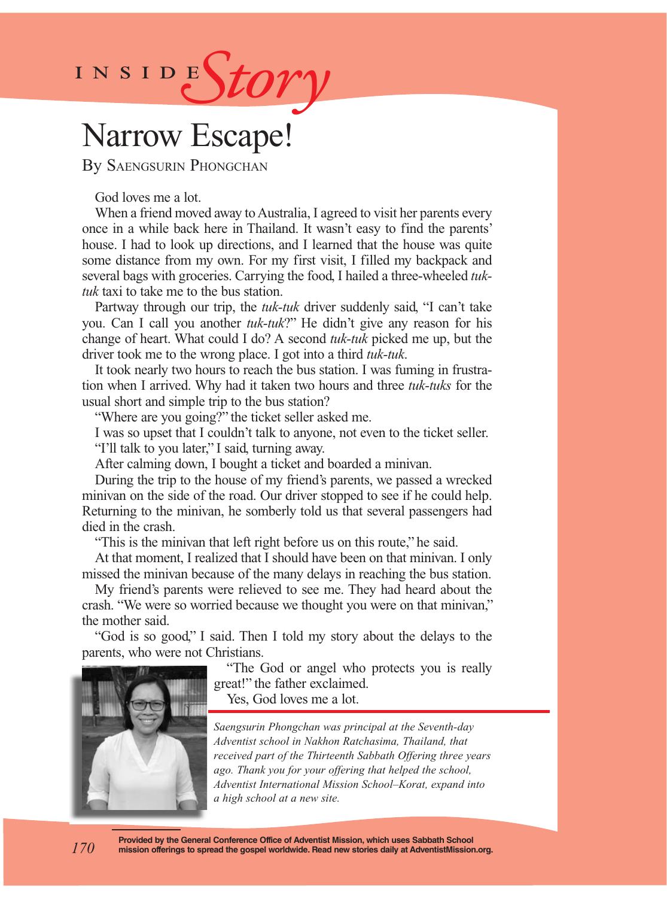INSIDE *Story*

# Narrow Escape!

By Saengsurin Phongchan

God loves me a lot.

When a friend moved away to Australia, I agreed to visit her parents every once in a while back here in Thailand. It wasn't easy to find the parents' house. I had to look up directions, and I learned that the house was quite some distance from my own. For my first visit, I filled my backpack and several bags with groceries. Carrying the food, I hailed a three-wheeled *tuk-tuk* taxi to take me to the bus station.

Partway through our trip, the *tuk-tuk* driver suddenly said, "I can't take you. Can I call you another *tuk-tuk*?" He didn't give any reason for his change of heart. What could I do? A second *tuk-tuk* picked me up, but the driver took me to the wrong place. I got into a third *tuk-tuk*.

It took nearly two hours to reach the bus station. I was fuming in frustration when I arrived. Why had it taken two hours and three *tuk-tuks* for the usual short and simple trip to the bus station?

"Where are you going?" the ticket seller asked me.

I was so upset that I couldn't talk to anyone, not even to the ticket seller.

"I'll talk to you later," I said, turning away.

After calming down, I bought a ticket and boarded a minivan.

During the trip to the house of my friend's parents, we passed a wrecked minivan on the side of the road. Our driver stopped to see if he could help. Returning to the minivan, he somberly told us that several passengers had died in the crash.

"This is the minivan that left right before us on this route," he said.

At that moment, I realized that I should have been on that minivan. I only missed the minivan because of the many delays in reaching the bus station.

My friend's parents were relieved to see me. They had heard about the crash. "We were so worried because we thought you were on that minivan," the mother said.

"God is so good," I said. Then I told my story about the delays to the parents, who were not Christians.

"The God or angel who protects you is really great!" the father exclaimed.

Yes, God loves me a lot.

*Saengsurin Phongchan was principal at the Seventh-day Adventist school in Nakhon Ratchasima, Thailand, that received part of the Thirteenth Sabbath Offering three years ago. Thank you for your offering that helped the school, Adventist International Mission School–Korat, expand into a high school at a new site.*

**Provided by the General Conference Office of Adventist Mission, which uses Sabbath School mission offerings to spread the gospel worldwide. Read new stories daily at AdventistMission.org.**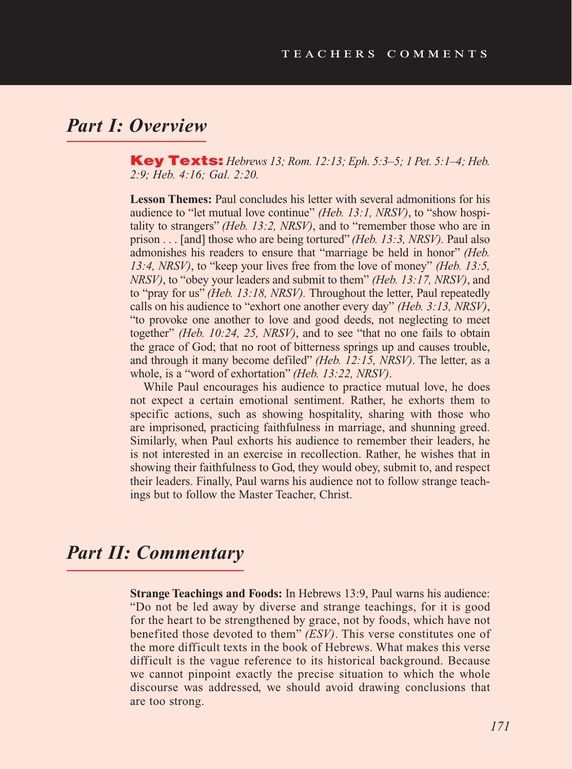## *Part I: Overview*

**Key Texts:** *Hebrews 13; Rom. 12:13; Eph. 5:3–5; 1 Pet. 5:1–4; Heb. 2:9; Heb. 4:16; Gal. 2:20.*

**Lesson Themes:** Paul concludes his letter with several admonitions for his audience to "let mutual love continue" *(Heb. 13:1, NRSV)*, to "show hospitality to strangers" *(Heb. 13:2, NRSV)*, and to "remember those who are in prison . . . [and] those who are being tortured" *(Heb. 13:3, NRSV).* Paul also admonishes his readers to ensure that "marriage be held in honor" *(Heb. 13:4, NRSV)*, to "keep your lives free from the love of money" *(Heb. 13:5, NRSV)*, to "obey your leaders and submit to them" *(Heb. 13:17, NRSV)*, and to "pray for us" *(Heb. 13:18, NRSV).* Throughout the letter, Paul repeatedly calls on his audience to "exhort one another every day" *(Heb. 3:13, NRSV)*, "to provoke one another to love and good deeds, not neglecting to meet together" *(Heb. 10:24, 25, NRSV)*, and to see "that no one fails to obtain the grace of God; that no root of bitterness springs up and causes trouble, and through it many become defiled" *(Heb. 12:15, NRSV)*. The letter, as a whole, is a "word of exhortation" *(Heb. 13:22, NRSV)*.

While Paul encourages his audience to practice mutual love, he does not expect a certain emotional sentiment. Rather, he exhorts them to specific actions, such as showing hospitality, sharing with those who are imprisoned, practicing faithfulness in marriage, and shunning greed. Similarly, when Paul exhorts his audience to remember their leaders, he is not interested in an exercise in recollection. Rather, he wishes that in showing their faithfulness to God, they would obey, submit to, and respect their leaders. Finally, Paul warns his audience not to follow strange teachings but to follow the Master Teacher, Christ.

## *Part II: Commentary*

**Strange Teachings and Foods:** In Hebrews 13:9, Paul warns his audience: "Do not be led away by diverse and strange teachings, for it is good for the heart to be strengthened by grace, not by foods, which have not benefited those devoted to them" *(ESV)*. This verse constitutes one of the more difficult texts in the book of Hebrews. What makes this verse difficult is the vague reference to its historical background. Because we cannot pinpoint exactly the precise situation to which the whole discourse was addressed, we should avoid drawing conclusions that are too strong.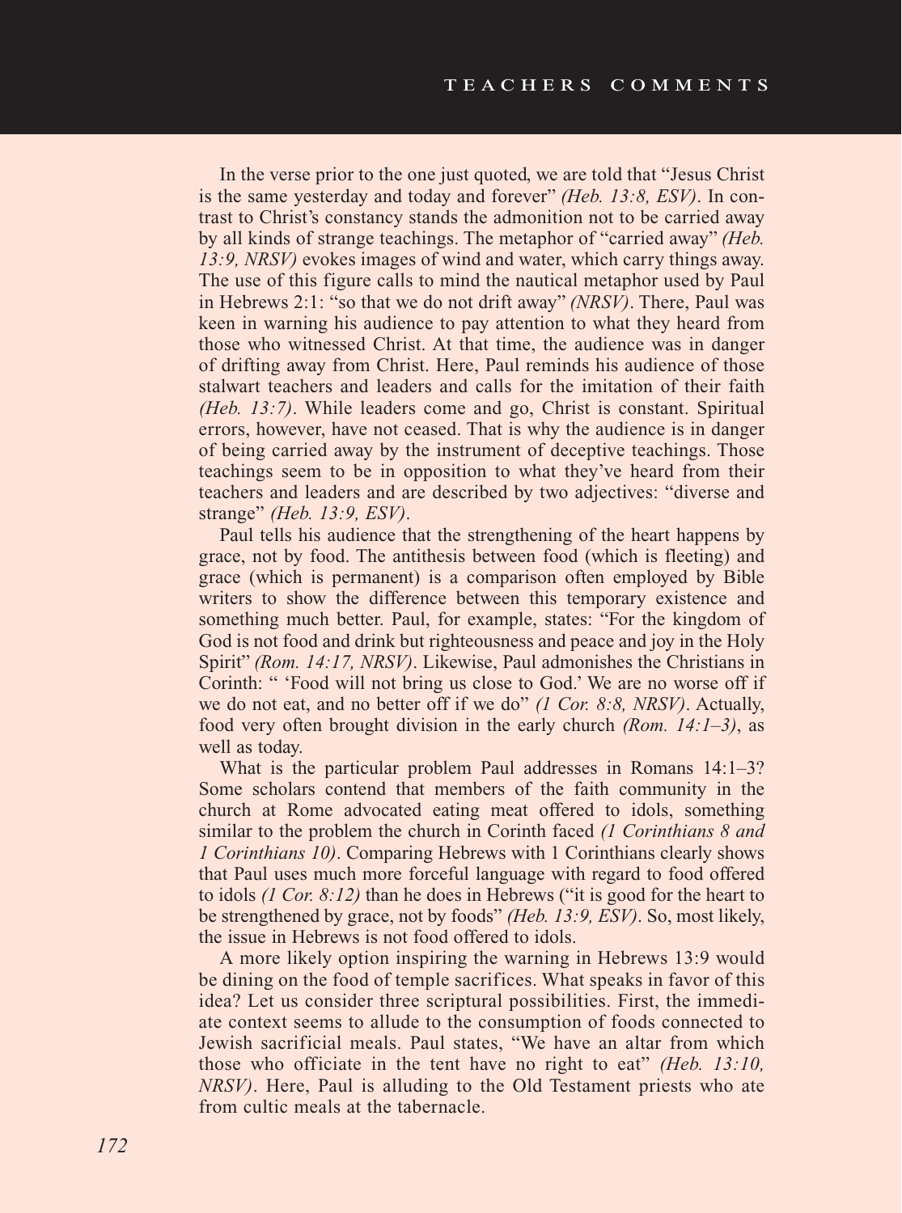In the verse prior to the one just quoted, we are told that "Jesus Christ is the same yesterday and today and forever" *(Heb. 13:8, ESV)*. In contrast to Christ's constancy stands the admonition not to be carried away by all kinds of strange teachings. The metaphor of "carried away" *(Heb. 13:9, NRSV)* evokes images of wind and water, which carry things away. The use of this figure calls to mind the nautical metaphor used by Paul in Hebrews 2:1: "so that we do not drift away" *(NRSV)*. There, Paul was keen in warning his audience to pay attention to what they heard from those who witnessed Christ. At that time, the audience was in danger of drifting away from Christ. Here, Paul reminds his audience of those stalwart teachers and leaders and calls for the imitation of their faith *(Heb. 13:7)*. While leaders come and go, Christ is constant. Spiritual errors, however, have not ceased. That is why the audience is in danger of being carried away by the instrument of deceptive teachings. Those teachings seem to be in opposition to what they've heard from their teachers and leaders and are described by two adjectives: "diverse and strange" *(Heb. 13:9, ESV)*.

Paul tells his audience that the strengthening of the heart happens by grace, not by food. The antithesis between food (which is fleeting) and grace (which is permanent) is a comparison often employed by Bible writers to show the difference between this temporary existence and something much better. Paul, for example, states: "For the kingdom of God is not food and drink but righteousness and peace and joy in the Holy Spirit" *(Rom. 14:17, NRSV)*. Likewise, Paul admonishes the Christians in Corinth: " 'Food will not bring us close to God.' We are no worse off if we do not eat, and no better off if we do" *(1 Cor. 8:8, NRSV)*. Actually, food very often brought division in the early church *(Rom. 14:1–3)*, as well as today.

What is the particular problem Paul addresses in Romans 14:1–3? Some scholars contend that members of the faith community in the church at Rome advocated eating meat offered to idols, something similar to the problem the church in Corinth faced *(1 Corinthians 8 and 1 Corinthians 10)*. Comparing Hebrews with 1 Corinthians clearly shows that Paul uses much more forceful language with regard to food offered to idols *(1 Cor. 8:12)* than he does in Hebrews ("it is good for the heart to be strengthened by grace, not by foods" *(Heb. 13:9, ESV)*. So, most likely, the issue in Hebrews is not food offered to idols.

A more likely option inspiring the warning in Hebrews 13:9 would be dining on the food of temple sacrifices. What speaks in favor of this idea? Let us consider three scriptural possibilities. First, the immediate context seems to allude to the consumption of foods connected to Jewish sacrificial meals. Paul states, "We have an altar from which those who officiate in the tent have no right to eat" *(Heb. 13:10, NRSV)*. Here, Paul is alluding to the Old Testament priests who ate from cultic meals at the tabernacle.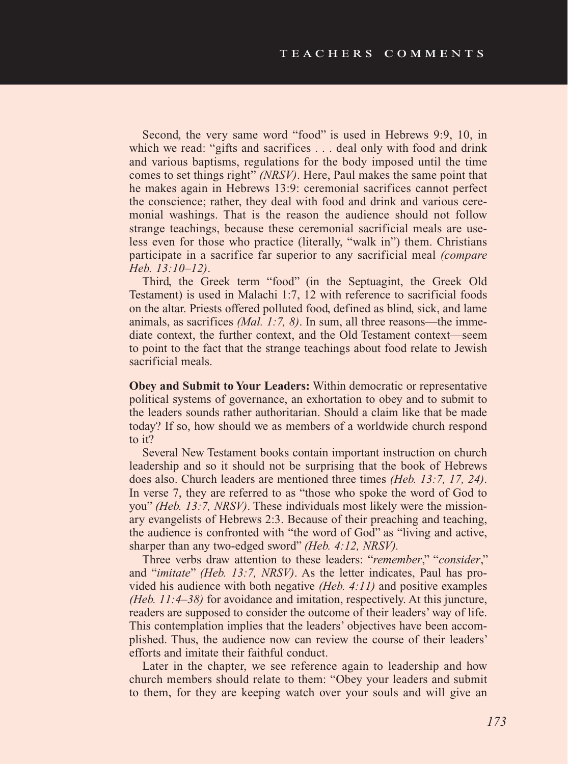Second, the very same word "food" is used in Hebrews 9:9, 10, in which we read: "gifts and sacrifices . . . deal only with food and drink and various baptisms, regulations for the body imposed until the time comes to set things right" *(NRSV)*. Here, Paul makes the same point that he makes again in Hebrews 13:9: ceremonial sacrifices cannot perfect the conscience; rather, they deal with food and drink and various ceremonial washings. That is the reason the audience should not follow strange teachings, because these ceremonial sacrificial meals are useless even for those who practice (literally, "walk in") them. Christians participate in a sacrifice far superior to any sacrificial meal *(compare Heb. 13:10–12)*.

Third, the Greek term "food" (in the Septuagint, the Greek Old Testament) is used in Malachi 1:7, 12 with reference to sacrificial foods on the altar. Priests offered polluted food, defined as blind, sick, and lame animals, as sacrifices *(Mal. 1:7, 8)*. In sum, all three reasons—the immediate context, the further context, and the Old Testament context—seem to point to the fact that the strange teachings about food relate to Jewish sacrificial meals.

**Obey and Submit to Your Leaders:** Within democratic or representative political systems of governance, an exhortation to obey and to submit to the leaders sounds rather authoritarian. Should a claim like that be made today? If so, how should we as members of a worldwide church respond to it?

Several New Testament books contain important instruction on church leadership and so it should not be surprising that the book of Hebrews does also. Church leaders are mentioned three times *(Heb. 13:7, 17, 24)*. In verse 7, they are referred to as "those who spoke the word of God to you" *(Heb. 13:7, NRSV)*. These individuals most likely were the missionary evangelists of Hebrews 2:3. Because of their preaching and teaching, the audience is confronted with "the word of God" as "living and active, sharper than any two-edged sword" *(Heb. 4:12, NRSV)*.

Three verbs draw attention to these leaders: "*remember*," "*consider*," and "*imitate*" *(Heb. 13:7, NRSV)*. As the letter indicates, Paul has provided his audience with both negative *(Heb. 4:11)* and positive examples *(Heb. 11:4–38)* for avoidance and imitation, respectively. At this juncture, readers are supposed to consider the outcome of their leaders' way of life. This contemplation implies that the leaders' objectives have been accomplished. Thus, the audience now can review the course of their leaders' efforts and imitate their faithful conduct.

Later in the chapter, we see reference again to leadership and how church members should relate to them: "Obey your leaders and submit to them, for they are keeping watch over your souls and will give an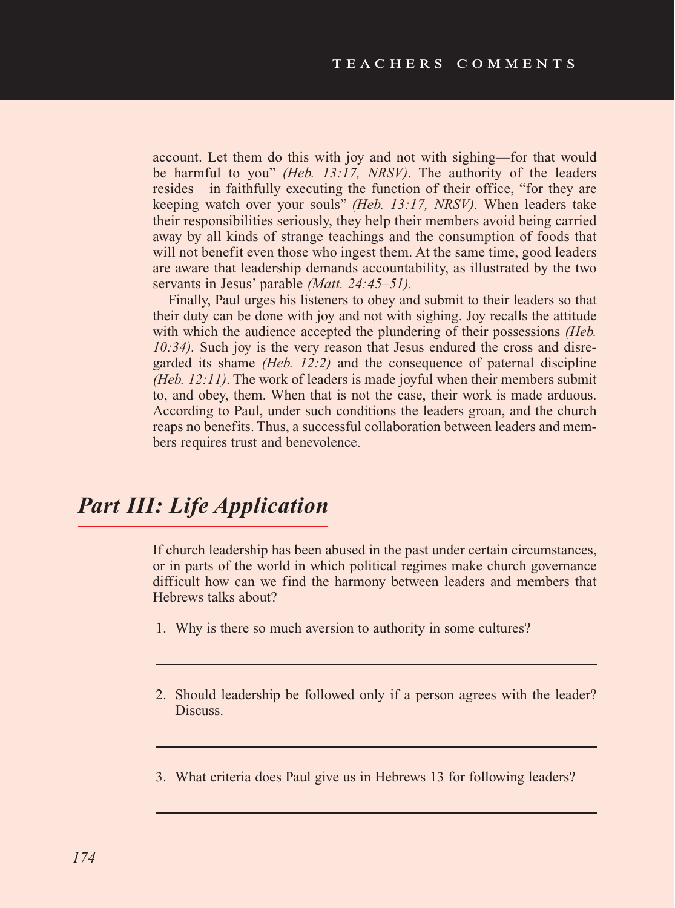account. Let them do this with joy and not with sighing—for that would be harmful to you" *(Heb. 13:17, NRSV)*. The authority of the leaders resides in faithfully executing the function of their office, "for they are keeping watch over your souls" *(Heb. 13:17, NRSV)*. When leaders take their responsibilities seriously, they help their members avoid being carried away by all kinds of strange teachings and the consumption of foods that will not benefit even those who ingest them. At the same time, good leaders are aware that leadership demands accountability, as illustrated by the two servants in Jesus' parable *(Matt. 24:45–51)*.

Finally, Paul urges his listeners to obey and submit to their leaders so that their duty can be done with joy and not with sighing. Joy recalls the attitude with which the audience accepted the plundering of their possessions *(Heb. 10:34)*. Such joy is the very reason that Jesus endured the cross and disregarded its shame *(Heb. 12:2)* and the consequence of paternal discipline *(Heb. 12:11)*. The work of leaders is made joyful when their members submit to, and obey, them. When that is not the case, their work is made arduous. According to Paul, under such conditions the leaders groan, and the church reaps no benefits. Thus, a successful collaboration between leaders and members requires trust and benevolence.

## *Part III: Life Application*

If church leadership has been abused in the past under certain circumstances, or in parts of the world in which political regimes make church governance difficult how can we find the harmony between leaders and members that Hebrews talks about?

1. Why is there so much aversion to authority in some cultures?

2. Should leadership be followed only if a person agrees with the leader? Discuss.

3. What criteria does Paul give us in Hebrews 13 for following leaders?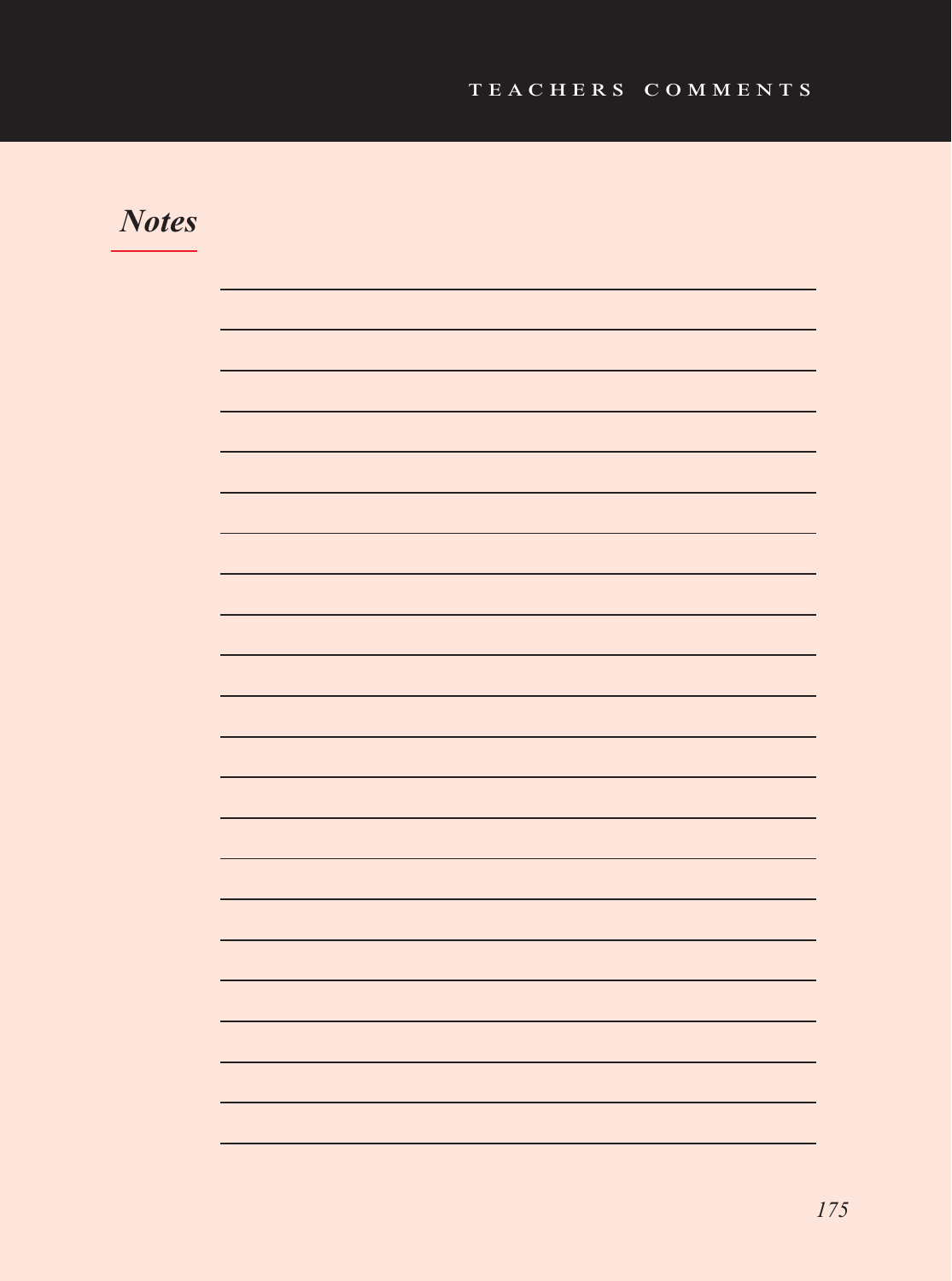## *Notes*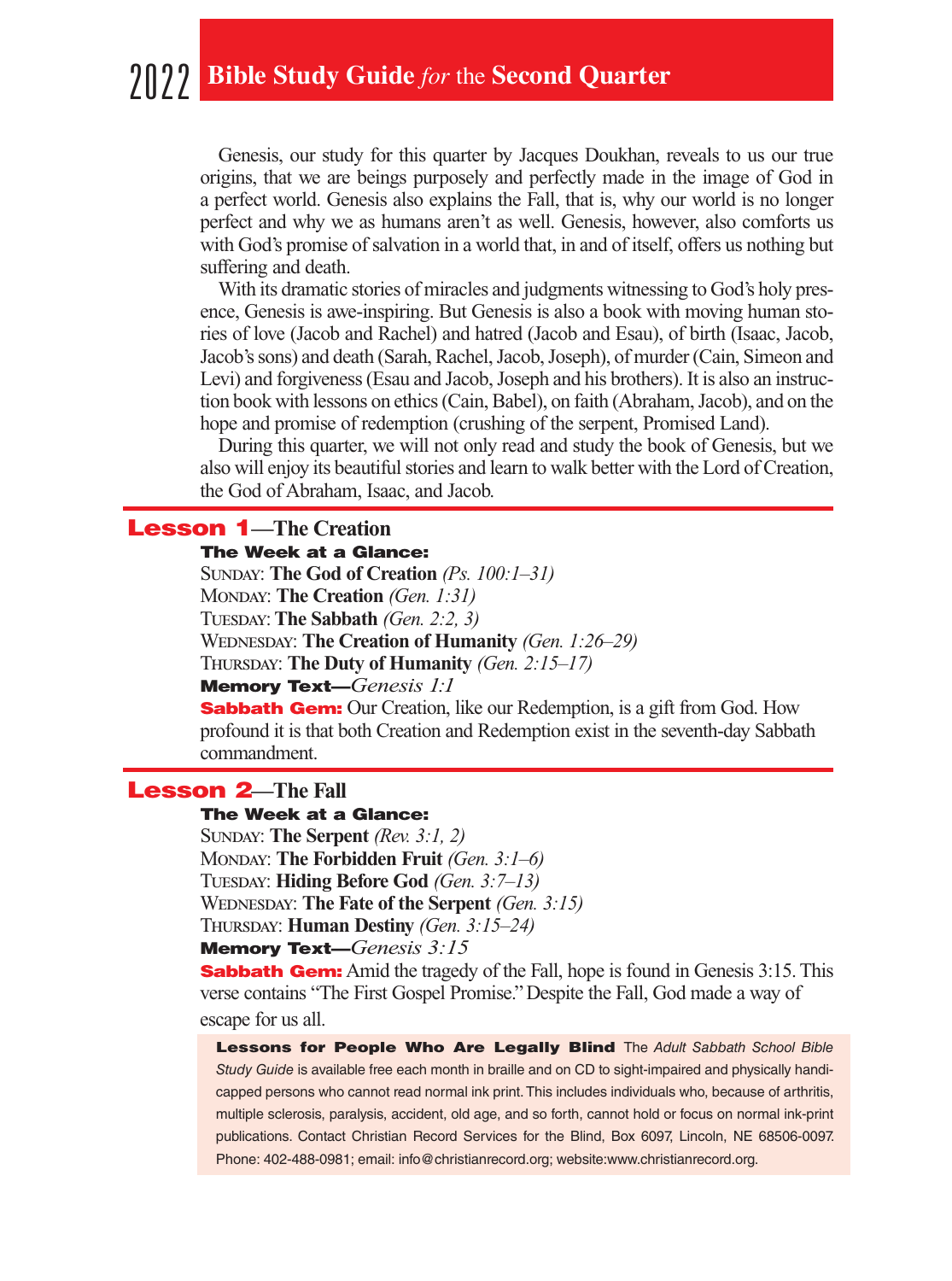# 2022 Bible Study Guide *for* the Second Quarter

Genesis, our study for this quarter by Jacques Doukhan, reveals to us our true origins, that we are beings purposely and perfectly made in the image of God in a perfect world. Genesis also explains the Fall, that is, why our world is no longer perfect and why we as humans aren't as well. Genesis, however, also comforts us with God's promise of salvation in a world that, in and of itself, offers us nothing but suffering and death.

With its dramatic stories of miracles and judgments witnessing to God's holy presence, Genesis is awe-inspiring. But Genesis is also a book with moving human stories of love (Jacob and Rachel) and hatred (Jacob and Esau), of birth (Isaac, Jacob, Jacob's sons) and death (Sarah, Rachel, Jacob, Joseph), of murder (Cain, Simeon and Levi) and forgiveness (Esau and Jacob, Joseph and his brothers). It is also an instruction book with lessons on ethics (Cain, Babel), on faith (Abraham, Jacob), and on the hope and promise of redemption (crushing of the serpent, Promised Land).

During this quarter, we will not only read and study the book of Genesis, but we also will enjoy its beautiful stories and learn to walk better with the Lord of Creation, the God of Abraham, Isaac, and Jacob.

## Lesson 1—The Creation

**The Week at a Glance:**

SUNDAY: **The God of Creation** *(Ps. 100:1–31)*
MONDAY: **The Creation** *(Gen. 1:31)*
TUESDAY: **The Sabbath** *(Gen. 2:2, 3)*
WEDNESDAY: **The Creation of Humanity** *(Gen. 1:26–29)*
THURSDAY: **The Duty of Humanity** *(Gen. 2:15–17)*

**Memory Text—***Genesis 1:1*

**Sabbath Gem:** Our Creation, like our Redemption, is a gift from God. How profound it is that both Creation and Redemption exist in the seventh-day Sabbath commandment.

## Lesson 2—The Fall

**The Week at a Glance:**

SUNDAY: **The Serpent** *(Rev. 3:1, 2)*
MONDAY: **The Forbidden Fruit** *(Gen. 3:1–6)*
TUESDAY: **Hiding Before God** *(Gen. 3:7–13)*
WEDNESDAY: **The Fate of the Serpent** *(Gen. 3:15)*
THURSDAY: **Human Destiny** *(Gen. 3:15–24)*

**Memory Text—***Genesis 3:15*

**Sabbath Gem:** Amid the tragedy of the Fall, hope is found in Genesis 3:15. This verse contains "The First Gospel Promise." Despite the Fall, God made a way of escape for us all.

**Lessons for People Who Are Legally Blind** The *Adult Sabbath School Bible Study Guide* is available free each month in braille and on CD to sight-impaired and physically handicapped persons who cannot read normal ink print. This includes individuals who, because of arthritis, multiple sclerosis, paralysis, accident, old age, and so forth, cannot hold or focus on normal ink-print publications. Contact Christian Record Services for the Blind, Box 6097, Lincoln, NE 68506-0097. Phone: 402-488-0981; email: info@christianrecord.org; website:www.christianrecord.org.